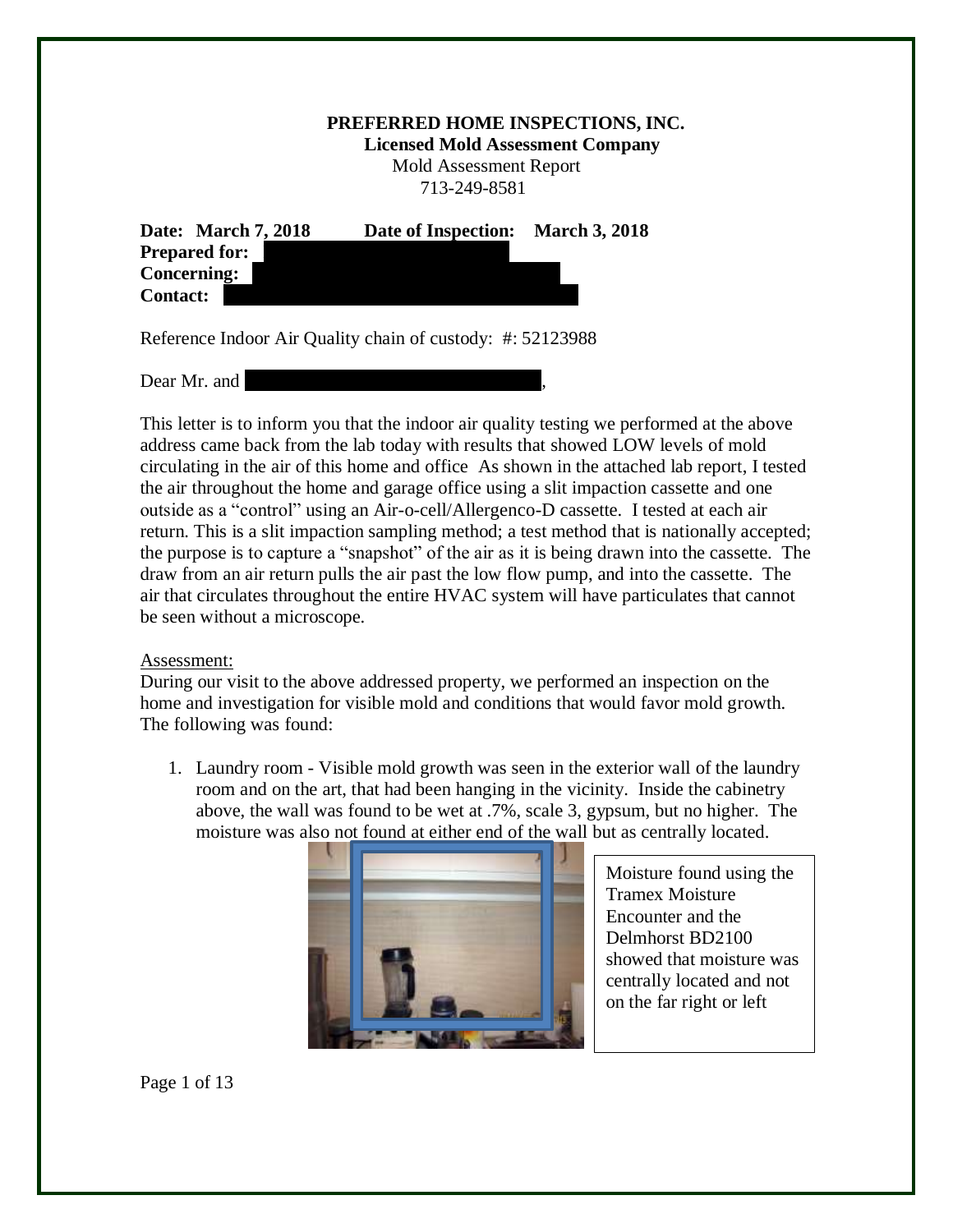**PREFERRED HOME INSPECTIONS, INC.**
**Licensed Mold Assessment Company**
Mold Assessment Report
713-249-8581

**Date: March 7, 2018** **Date of Inspection: March 3, 2018**
**Prepared for:**
**Concerning:**
**Contact:**

Reference Indoor Air Quality chain of custody: #: 52123988

Dear Mr. and ,

This letter is to inform you that the indoor air quality testing we performed at the above address came back from the lab today with results that showed LOW levels of mold circulating in the air of this home and office As shown in the attached lab report, I tested the air throughout the home and garage office using a slit impaction cassette and one outside as a "control" using an Air-o-cell/Allergenco-D cassette. I tested at each air return. This is a slit impaction sampling method; a test method that is nationally accepted; the purpose is to capture a "snapshot" of the air as it is being drawn into the cassette. The draw from an air return pulls the air past the low flow pump, and into the cassette. The air that circulates throughout the entire HVAC system will have particulates that cannot be seen without a microscope.

Assessment:
During our visit to the above addressed property, we performed an inspection on the home and investigation for visible mold and conditions that would favor mold growth. The following was found:

1. Laundry room - Visible mold growth was seen in the exterior wall of the laundry room and on the art, that had been hanging in the vicinity. Inside the cabinetry above, the wall was found to be wet at .7%, scale 3, gypsum, but no higher. The moisture was also not found at either end of the wall but as centrally located.

Moisture found using the Tramex Moisture Encounter and the Delmhorst BD2100 showed that moisture was centrally located and not on the far right or left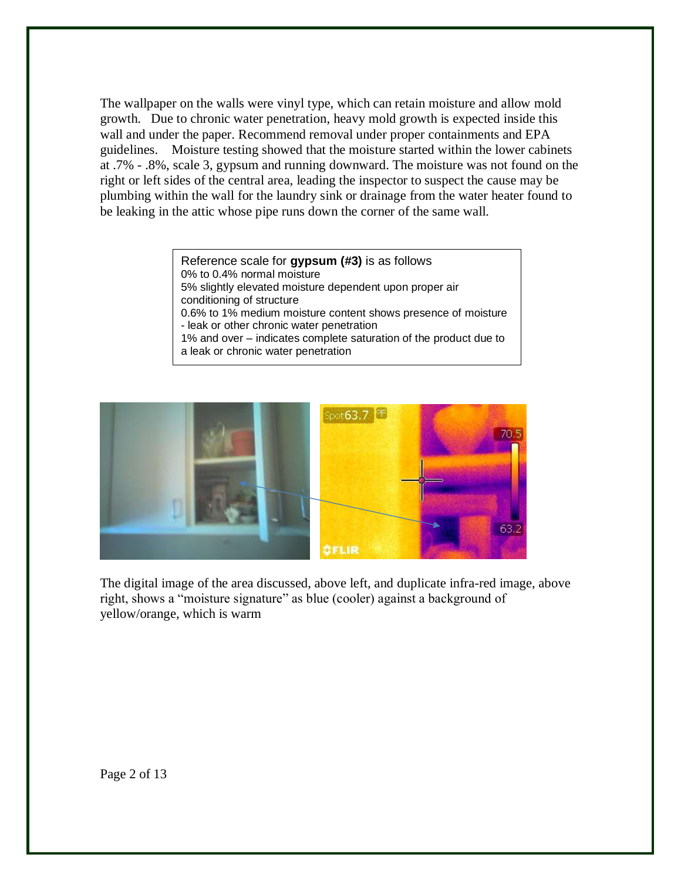The wallpaper on the walls were vinyl type, which can retain moisture and allow mold growth. Due to chronic water penetration, heavy mold growth is expected inside this wall and under the paper. Recommend removal under proper containments and EPA guidelines. Moisture testing showed that the moisture started within the lower cabinets at .7% - .8%, scale 3, gypsum and running downward. The moisture was not found on the right or left sides of the central area, leading the inspector to suspect the cause may be plumbing within the wall for the laundry sink or drainage from the water heater found to be leaking in the attic whose pipe runs down the corner of the same wall.

Reference scale for **gypsum (#3)** is as follows
0% to 0.4% normal moisture
5% slightly elevated moisture dependent upon proper air conditioning of structure
0.6% to 1% medium moisture content shows presence of moisture - leak or other chronic water penetration
1% and over – indicates complete saturation of the product due to a leak or chronic water penetration

The digital image of the area discussed, above left, and duplicate infra-red image, above right, shows a "moisture signature" as blue (cooler) against a background of yellow/orange, which is warm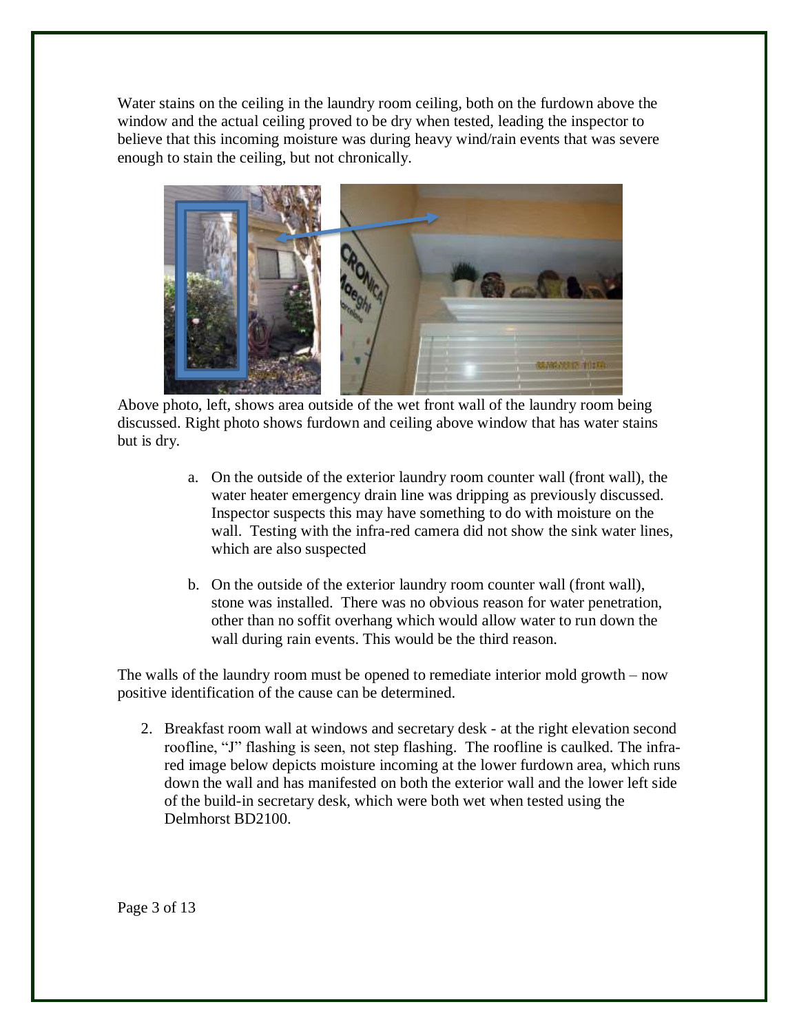Water stains on the ceiling in the laundry room ceiling, both on the furdown above the window and the actual ceiling proved to be dry when tested, leading the inspector to believe that this incoming moisture was during heavy wind/rain events that was severe enough to stain the ceiling, but not chronically.

Above photo, left, shows area outside of the wet front wall of the laundry room being discussed. Right photo shows furdown and ceiling above window that has water stains but is dry.

a. On the outside of the exterior laundry room counter wall (front wall), the water heater emergency drain line was dripping as previously discussed. Inspector suspects this may have something to do with moisture on the wall. Testing with the infra-red camera did not show the sink water lines, which are also suspected

b. On the outside of the exterior laundry room counter wall (front wall), stone was installed. There was no obvious reason for water penetration, other than no soffit overhang which would allow water to run down the wall during rain events. This would be the third reason.

The walls of the laundry room must be opened to remediate interior mold growth – now positive identification of the cause can be determined.

2. Breakfast room wall at windows and secretary desk - at the right elevation second roofline, "J" flashing is seen, not step flashing. The roofline is caulked. The infra-red image below depicts moisture incoming at the lower furdown area, which runs down the wall and has manifested on both the exterior wall and the lower left side of the build-in secretary desk, which were both wet when tested using the Delmhorst BD2100.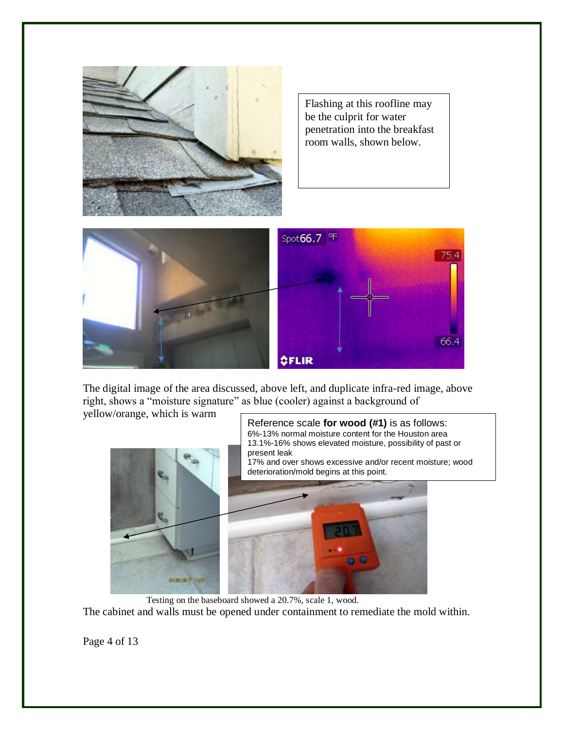Flashing at this roofline may be the culprit for water penetration into the breakfast room walls, shown below.

The digital image of the area discussed, above left, and duplicate infra-red image, above right, shows a "moisture signature" as blue (cooler) against a background of yellow/orange, which is warm

Reference scale **for wood (#1)** is as follows:
6%-13% normal moisture content for the Houston area
13.1%-16% shows elevated moisture, possibility of past or present leak
17% and over shows excessive and/or recent moisture; wood deterioration/mold begins at this point.

Testing on the baseboard showed a 20.7%, scale 1, wood.

The cabinet and walls must be opened under containment to remediate the mold within.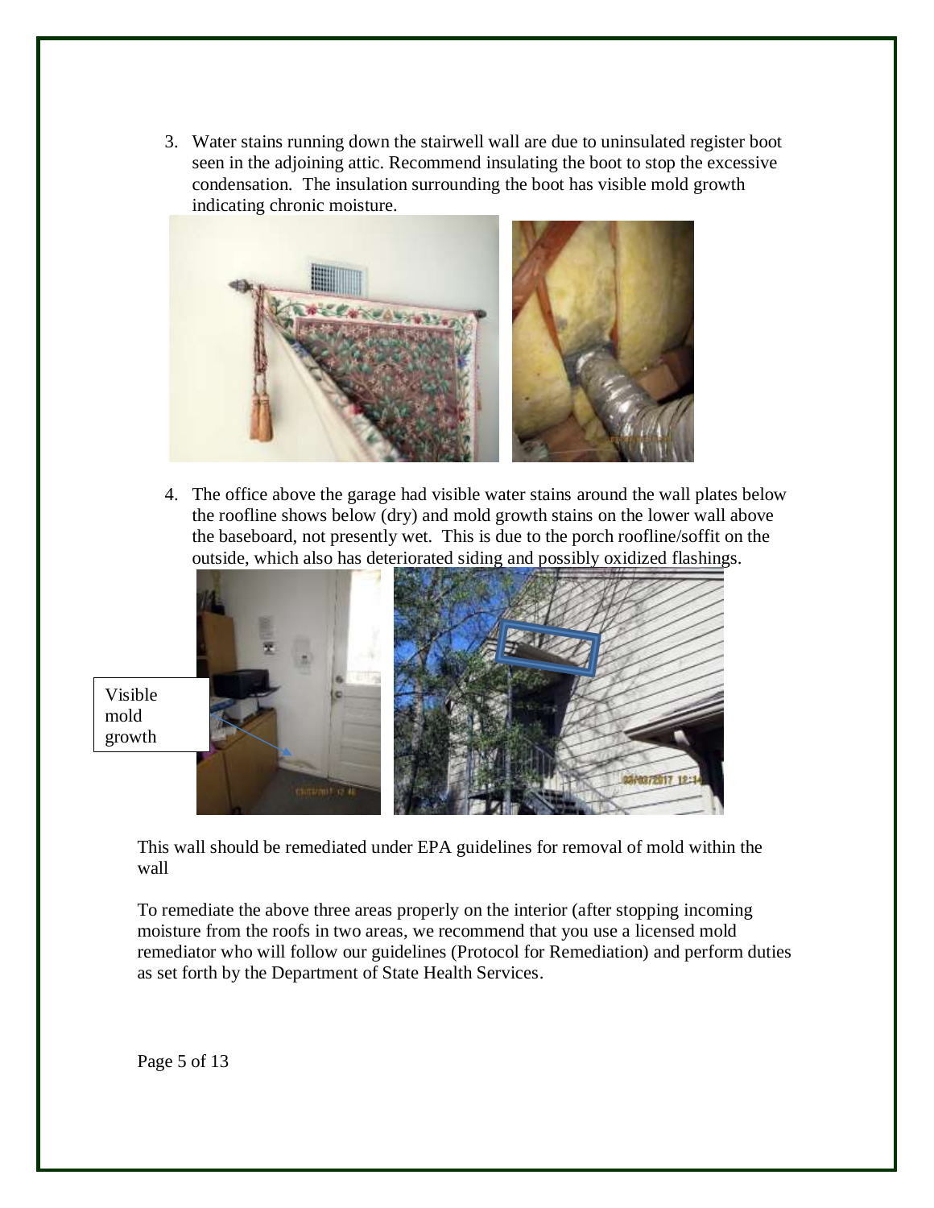3. Water stains running down the stairwell wall are due to uninsulated register boot seen in the adjoining attic. Recommend insulating the boot to stop the excessive condensation. The insulation surrounding the boot has visible mold growth indicating chronic moisture.

4. The office above the garage had visible water stains around the wall plates below the roofline shows below (dry) and mold growth stains on the lower wall above the baseboard, not presently wet. This is due to the porch roofline/soffit on the outside, which also has deteriorated siding and possibly oxidized flashings.

Visible mold growth

This wall should be remediated under EPA guidelines for removal of mold within the wall

To remediate the above three areas properly on the interior (after stopping incoming moisture from the roofs in two areas, we recommend that you use a licensed mold remediator who will follow our guidelines (Protocol for Remediation) and perform duties as set forth by the Department of State Health Services.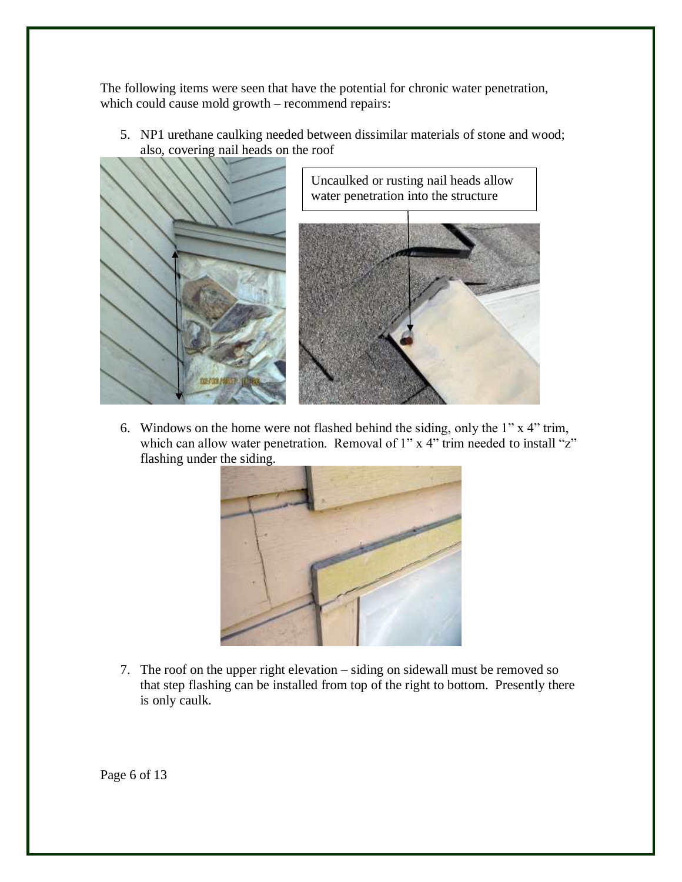The following items were seen that have the potential for chronic water penetration, which could cause mold growth – recommend repairs:

5. NP1 urethane caulking needed between dissimilar materials of stone and wood; also, covering nail heads on the roof

Uncaulked or rusting nail heads allow water penetration into the structure

6. Windows on the home were not flashed behind the siding, only the 1" x 4" trim, which can allow water penetration. Removal of 1" x 4" trim needed to install "z" flashing under the siding.

7. The roof on the upper right elevation – siding on sidewall must be removed so that step flashing can be installed from top of the right to bottom. Presently there is only caulk.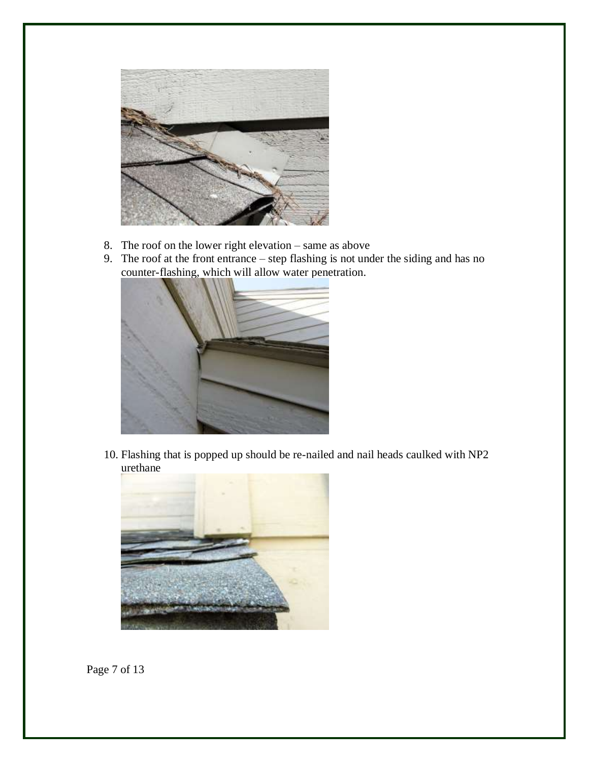8. The roof on the lower right elevation – same as above
9. The roof at the front entrance – step flashing is not under the siding and has no counter-flashing, which will allow water penetration.

10. Flashing that is popped up should be re-nailed and nail heads caulked with NP2 urethane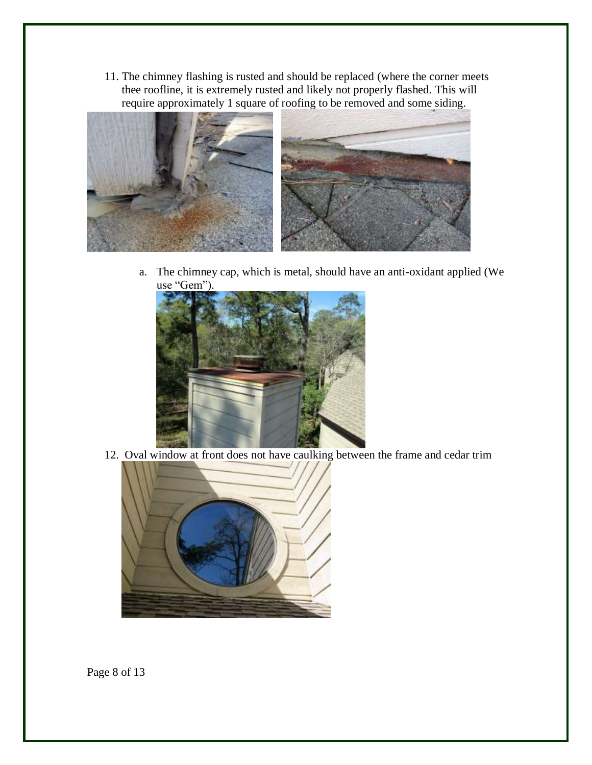11. The chimney flashing is rusted and should be replaced (where the corner meets thee roofline, it is extremely rusted and likely not properly flashed. This will require approximately 1 square of roofing to be removed and some siding.

    a. The chimney cap, which is metal, should have an anti-oxidant applied (We use "Gem").

12. Oval window at front does not have caulking between the frame and cedar trim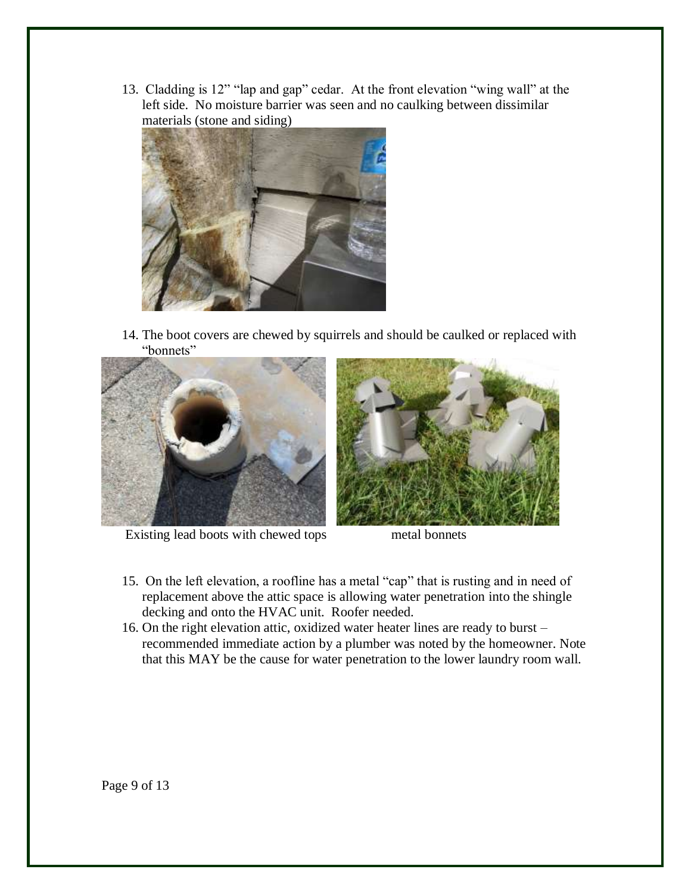13. Cladding is 12" "lap and gap" cedar. At the front elevation "wing wall" at the left side. No moisture barrier was seen and no caulking between dissimilar materials (stone and siding)

14. The boot covers are chewed by squirrels and should be caulked or replaced with "bonnets"

Existing lead boots with chewed tops    metal bonnets

15. On the left elevation, a roofline has a metal "cap" that is rusting and in need of replacement above the attic space is allowing water penetration into the shingle decking and onto the HVAC unit. Roofer needed.
16. On the right elevation attic, oxidized water heater lines are ready to burst – recommended immediate action by a plumber was noted by the homeowner. Note that this MAY be the cause for water penetration to the lower laundry room wall.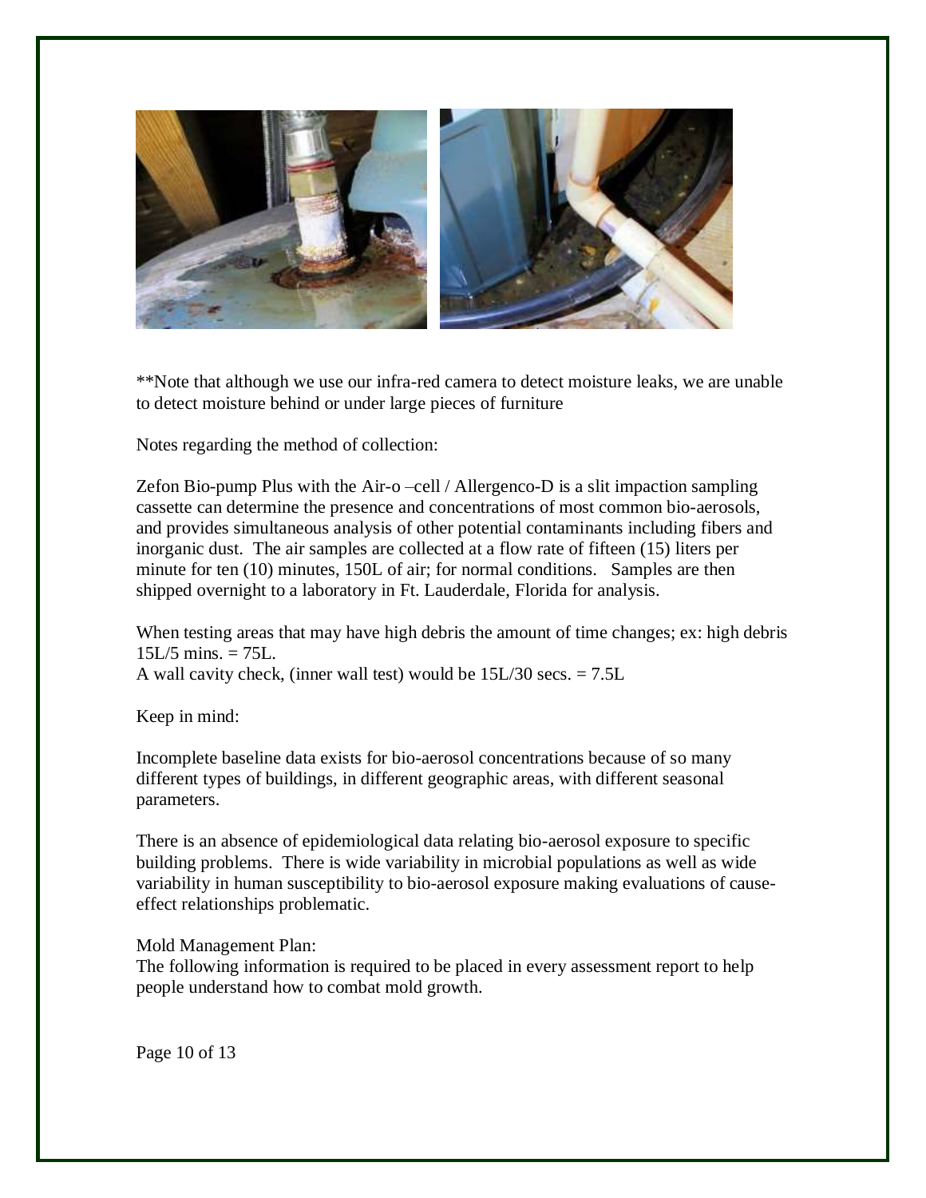**Note that although we use our infra-red camera to detect moisture leaks, we are unable to detect moisture behind or under large pieces of furniture

Notes regarding the method of collection:

Zefon Bio-pump Plus with the Air-o –cell / Allergenco-D is a slit impaction sampling cassette can determine the presence and concentrations of most common bio-aerosols, and provides simultaneous analysis of other potential contaminants including fibers and inorganic dust. The air samples are collected at a flow rate of fifteen (15) liters per minute for ten (10) minutes, 150L of air; for normal conditions. Samples are then shipped overnight to a laboratory in Ft. Lauderdale, Florida for analysis.

When testing areas that may have high debris the amount of time changes; ex: high debris 15L/5 mins. = 75L.
A wall cavity check, (inner wall test) would be 15L/30 secs. = 7.5L

Keep in mind:

Incomplete baseline data exists for bio-aerosol concentrations because of so many different types of buildings, in different geographic areas, with different seasonal parameters.

There is an absence of epidemiological data relating bio-aerosol exposure to specific building problems. There is wide variability in microbial populations as well as wide variability in human susceptibility to bio-aerosol exposure making evaluations of cause-effect relationships problematic.

Mold Management Plan:
The following information is required to be placed in every assessment report to help people understand how to combat mold growth.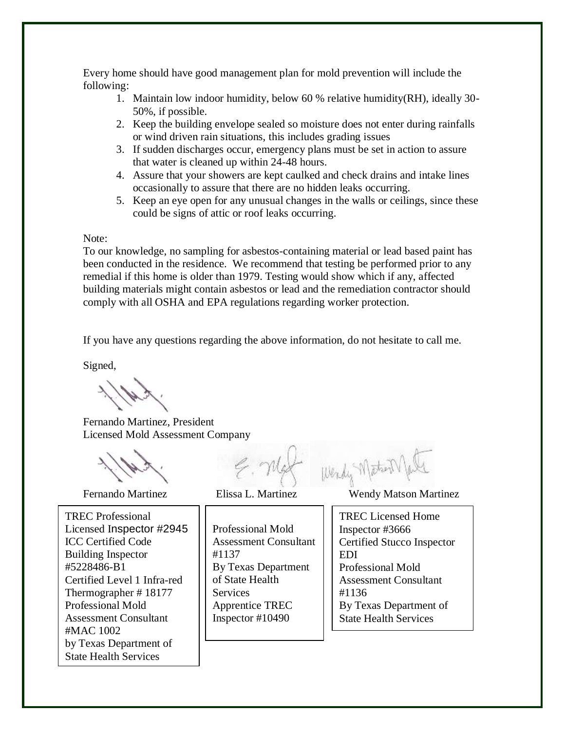Every home should have good management plan for mold prevention will include the following:

1. Maintain low indoor humidity, below 60 % relative humidity(RH), ideally 30-50%, if possible.
2. Keep the building envelope sealed so moisture does not enter during rainfalls or wind driven rain situations, this includes grading issues
3. If sudden discharges occur, emergency plans must be set in action to assure that water is cleaned up within 24-48 hours.
4. Assure that your showers are kept caulked and check drains and intake lines occasionally to assure that there are no hidden leaks occurring.
5. Keep an eye open for any unusual changes in the walls or ceilings, since these could be signs of attic or roof leaks occurring.

Note:

To our knowledge, no sampling for asbestos-containing material or lead based paint has been conducted in the residence. We recommend that testing be performed prior to any remedial if this home is older than 1979. Testing would show which if any, affected building materials might contain asbestos or lead and the remediation contractor should comply with all OSHA and EPA regulations regarding worker protection.

If you have any questions regarding the above information, do not hesitate to call me.

Signed,

Fernando Martinez, President
Licensed Mold Assessment Company

| Fernando Martinez | Elissa L. Martinez | Wendy Matson Martinez |
|---|---|---|
| TREC Professional Licensed Inspector #2945<br>ICC Certified Code Building Inspector #5228486-B1<br>Certified Level 1 Infra-red Thermographer # 18177<br>Professional Mold Assessment Consultant #MAC 1002<br>by Texas Department of State Health Services | Professional Mold Assessment Consultant #1137<br>By Texas Department of State Health Services<br>Apprentice TREC Inspector #10490 | TREC Licensed Home Inspector #3666<br>Certified Stucco Inspector EDI<br>Professional Mold Assessment Consultant #1136<br>By Texas Department of State Health Services |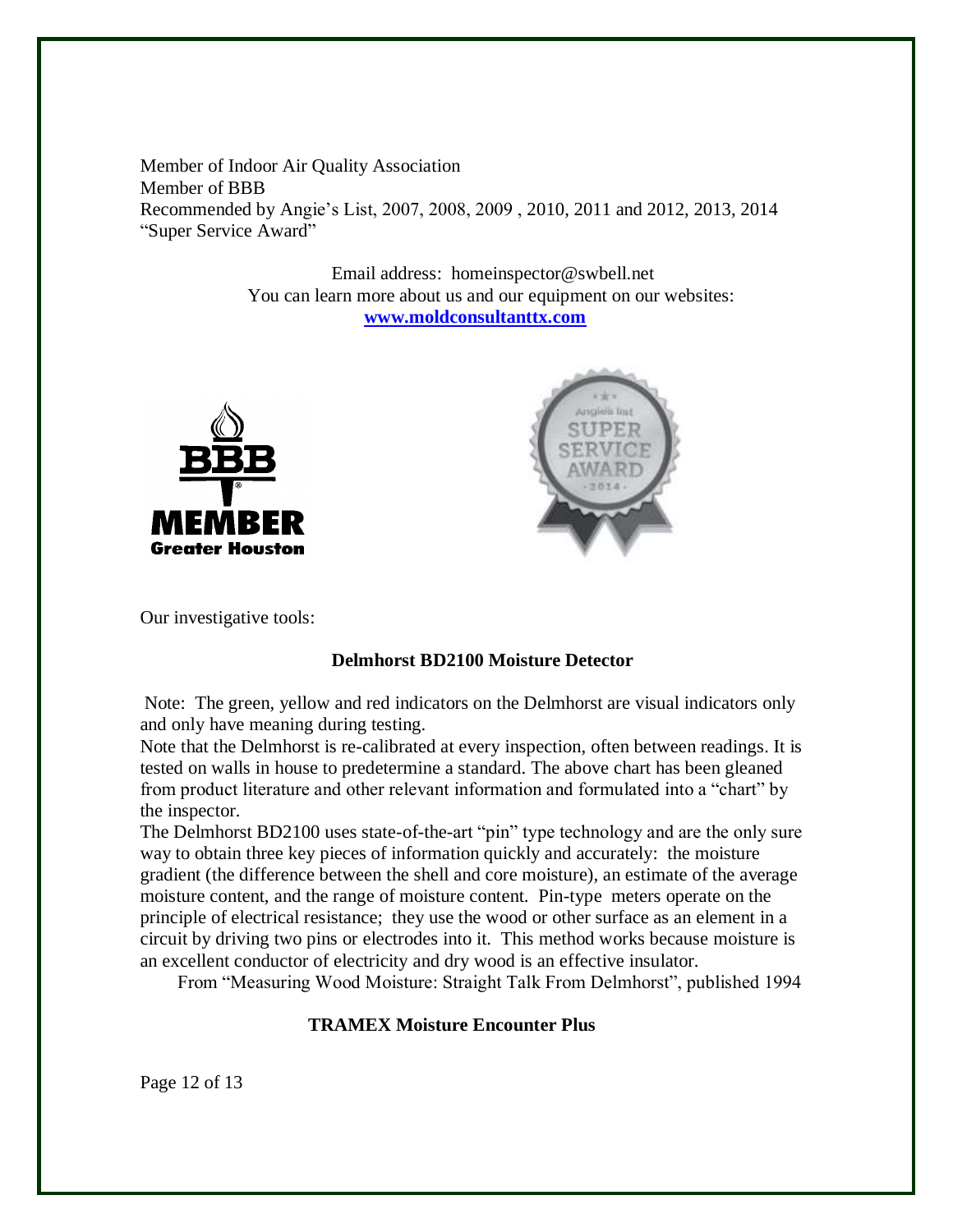Member of Indoor Air Quality Association
Member of BBB
Recommended by Angie's List, 2007, 2008, 2009 , 2010, 2011 and 2012, 2013, 2014 "Super Service Award"

Email address: homeinspector@swbell.net
You can learn more about us and our equipment on our websites:
[www.moldconsultanttx.com](http://www.moldconsultanttx.com)

Our investigative tools:

**Delmhorst BD2100 Moisture Detector**

Note: The green, yellow and red indicators on the Delmhorst are visual indicators only and only have meaning during testing.

Note that the Delmhorst is re-calibrated at every inspection, often between readings. It is tested on walls in house to predetermine a standard. The above chart has been gleaned from product literature and other relevant information and formulated into a "chart" by the inspector.

The Delmhorst BD2100 uses state-of-the-art "pin" type technology and are the only sure way to obtain three key pieces of information quickly and accurately: the moisture gradient (the difference between the shell and core moisture), an estimate of the average moisture content, and the range of moisture content. Pin-type meters operate on the principle of electrical resistance; they use the wood or other surface as an element in a circuit by driving two pins or electrodes into it. This method works because moisture is an excellent conductor of electricity and dry wood is an effective insulator.

From "Measuring Wood Moisture: Straight Talk From Delmhorst", published 1994

**TRAMEX Moisture Encounter Plus**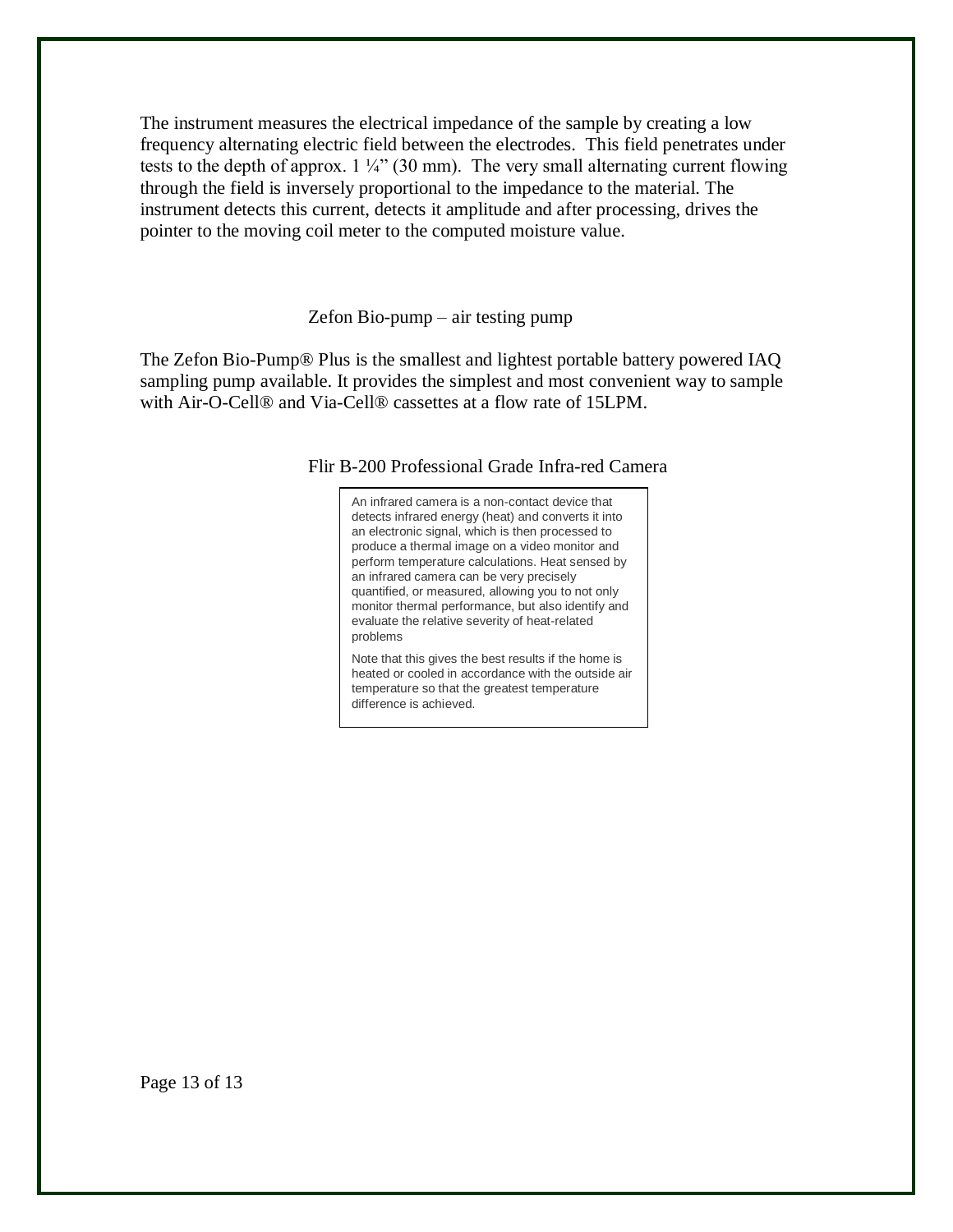The instrument measures the electrical impedance of the sample by creating a low frequency alternating electric field between the electrodes. This field penetrates under tests to the depth of approx. 1 ¼" (30 mm). The very small alternating current flowing through the field is inversely proportional to the impedance to the material. The instrument detects this current, detects it amplitude and after processing, drives the pointer to the moving coil meter to the computed moisture value.

## Zefon Bio-pump – air testing pump

The Zefon Bio-Pump® Plus is the smallest and lightest portable battery powered IAQ sampling pump available. It provides the simplest and most convenient way to sample with Air-O-Cell® and Via-Cell® cassettes at a flow rate of 15LPM.

## Flir B-200 Professional Grade Infra-red Camera

An infrared camera is a non-contact device that detects infrared energy (heat) and converts it into an electronic signal, which is then processed to produce a thermal image on a video monitor and perform temperature calculations. Heat sensed by an infrared camera can be very precisely quantified, or measured, allowing you to not only monitor thermal performance, but also identify and evaluate the relative severity of heat-related problems

Note that this gives the best results if the home is heated or cooled in accordance with the outside air temperature so that the greatest temperature difference is achieved.